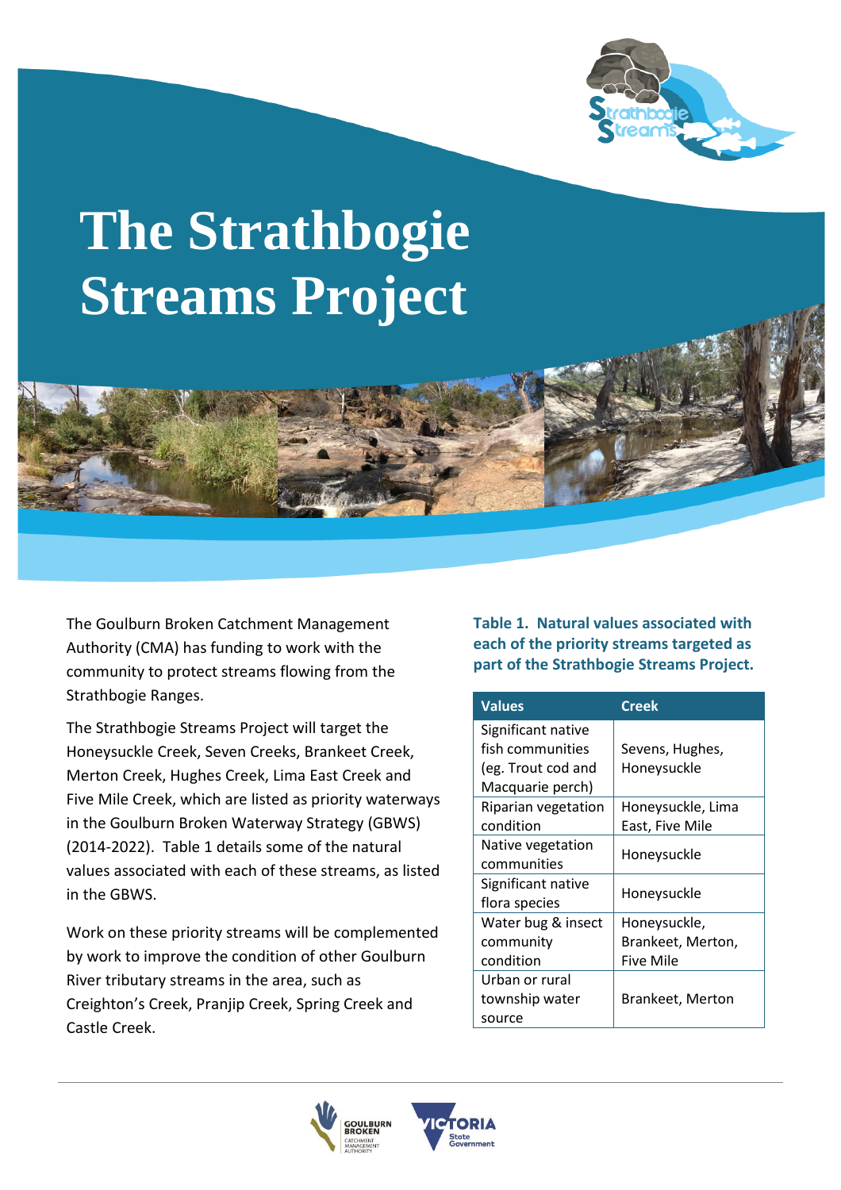# The Strathbogie Streams Project

The Goulburn Broken Catchment Management Authority (CMA) has funding to work with the community to protect streams flowing from the Strathbogie Ranges.

The Strathbogie Streams Project will target the Honeysuckle Creek, Seven Creeks, Brankeet Creek, Merton Creek, Hughes Creek, Lima East Creek and Five Mile Creek, which are listed as priority waterways in the Goulburn Broken Waterway Strategy (GBWS) (2014-2022). Table 1 details some of the natural values associated with each of these streams, as listed in the GBWS.

Work on these priority streams will be complemented by work to improve the condition of other Goulburn River tributary streams in the area, such as Creighton's Creek, Pranjip Creek, Spring Creek and Castle Creek.

**Table 1. Natural values associated with each of the priority streams targeted as part of the Strathbogie Streams Project.**

| Values | Creek |
|---|---|
| Significant native fish communities (eg. Trout cod and Macquarie perch) | Sevens, Hughes, Honeysuckle |
| Riparian vegetation condition | Honeysuckle, Lima East, Five Mile |
| Native vegetation communities | Honeysuckle |
| Significant native flora species | Honeysuckle |
| Water bug & insect community condition | Honeysuckle, Brankeet, Merton, Five Mile |
| Urban or rural township water source | Brankeet, Merton |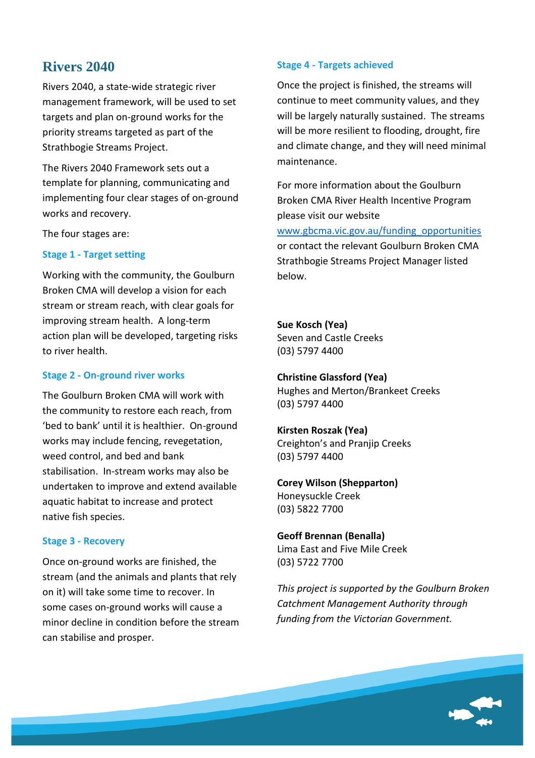## Rivers 2040

Rivers 2040, a state-wide strategic river management framework, will be used to set targets and plan on-ground works for the priority streams targeted as part of the Strathbogie Streams Project.

The Rivers 2040 Framework sets out a template for planning, communicating and implementing four clear stages of on-ground works and recovery.

The four stages are:

### Stage 1 - Target setting

Working with the community, the Goulburn Broken CMA will develop a vision for each stream or stream reach, with clear goals for improving stream health. A long-term action plan will be developed, targeting risks to river health.

### Stage 2 - On-ground river works

The Goulburn Broken CMA will work with the community to restore each reach, from 'bed to bank' until it is healthier. On-ground works may include fencing, revegetation, weed control, and bed and bank stabilisation. In-stream works may also be undertaken to improve and extend available aquatic habitat to increase and protect native fish species.

### Stage 3 - Recovery

Once on-ground works are finished, the stream (and the animals and plants that rely on it) will take some time to recover. In some cases on-ground works will cause a minor decline in condition before the stream can stabilise and prosper.

### Stage 4 - Targets achieved

Once the project is finished, the streams will continue to meet community values, and they will be largely naturally sustained. The streams will be more resilient to flooding, drought, fire and climate change, and they will need minimal maintenance.

For more information about the Goulburn Broken CMA River Health Incentive Program please visit our website [www.gbcma.vic.gov.au/funding_opportunities](http://www.gbcma.vic.gov.au/funding_opportunities) or contact the relevant Goulburn Broken CMA Strathbogie Streams Project Manager listed below.

**Sue Kosch (Yea)**
Seven and Castle Creeks
(03) 5797 4400

**Christine Glassford (Yea)**
Hughes and Merton/Brankeet Creeks
(03) 5797 4400

**Kirsten Roszak (Yea)**
Creighton's and Pranjip Creeks
(03) 5797 4400

**Corey Wilson (Shepparton)**
Honeysuckle Creek
(03) 5822 7700

**Geoff Brennan (Benalla)**
Lima East and Five Mile Creek
(03) 5722 7700

*This project is supported by the Goulburn Broken Catchment Management Authority through funding from the Victorian Government.*